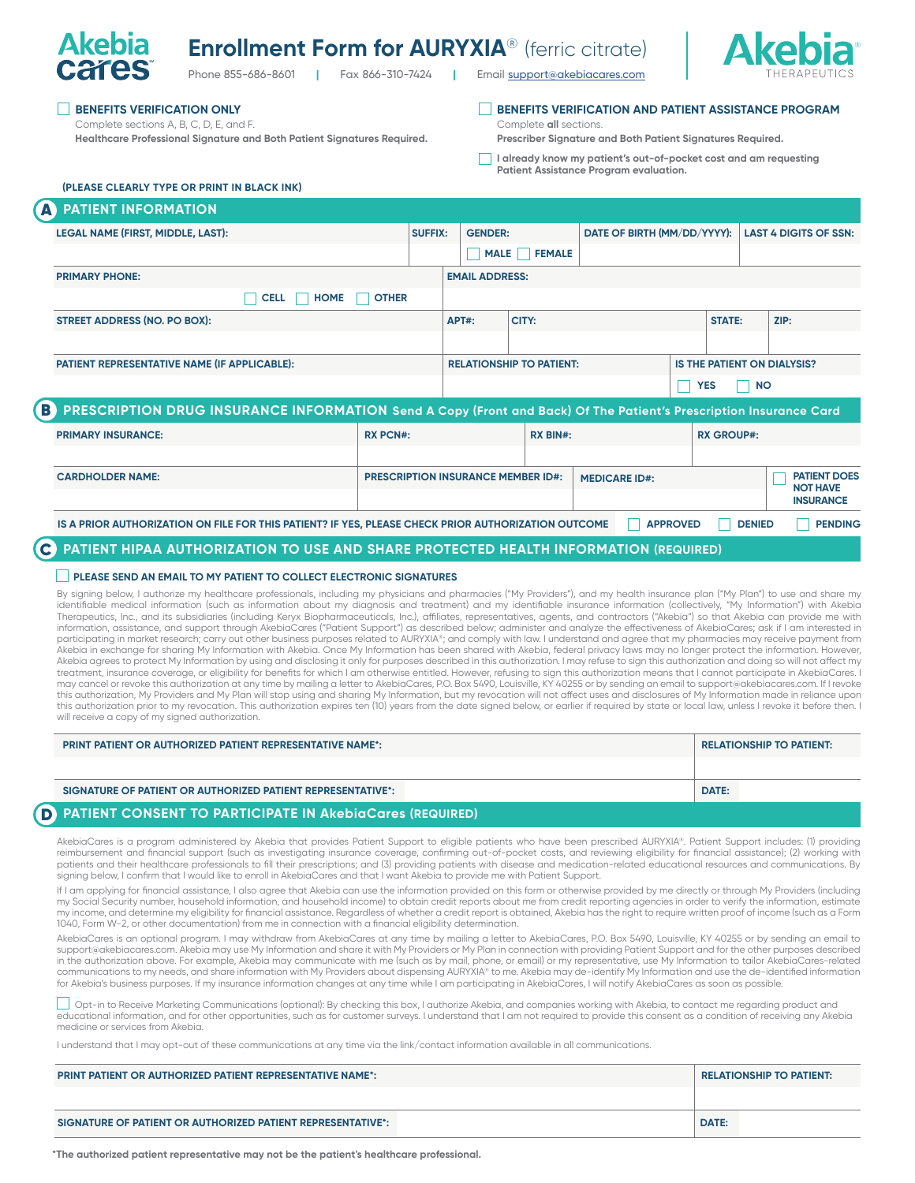# Enrollment Form for AURYXIA® (ferric citrate)

Phone 855-686-8601 | Fax 866-310-7424 | Email support@akebiacares.com

☐ **BENEFITS VERIFICATION ONLY**
Complete sections A, B, C, D, E, and F.
**Healthcare Professional Signature and Both Patient Signatures Required.**

☐ **BENEFITS VERIFICATION AND PATIENT ASSISTANCE PROGRAM**
Complete **all** sections.
**Prescriber Signature and Both Patient Signatures Required.**

☐ **I already know my patient's out-of-pocket cost and am requesting Patient Assistance Program evaluation.**

**(PLEASE CLEARLY TYPE OR PRINT IN BLACK INK)**

## A PATIENT INFORMATION

| LEGAL NAME (FIRST, MIDDLE, LAST): | SUFFIX: | GENDER: ☐ MALE ☐ FEMALE | DATE OF BIRTH (MM/DD/YYYY): | LAST 4 DIGITS OF SSN: |
|---|---|---|---|---|
| | | | | |

| PRIMARY PHONE: ☐ CELL ☐ HOME ☐ OTHER | EMAIL ADDRESS: |
|---|---|
| | |

| STREET ADDRESS (NO. PO BOX): | APT#: | CITY: | STATE: | ZIP: |
|---|---|---|---|---|
| | | | | |

| PATIENT REPRESENTATIVE NAME (IF APPLICABLE): | RELATIONSHIP TO PATIENT: | IS THE PATIENT ON DIALYSIS? ☐ YES ☐ NO |
|---|---|---|
| | | |

## B PRESCRIPTION DRUG INSURANCE INFORMATION Send A Copy (Front and Back) Of The Patient's Prescription Insurance Card

| PRIMARY INSURANCE: | RX PCN#: | RX BIN#: | RX GROUP#: |
|---|---|---|---|
| | | | |

| CARDHOLDER NAME: | PRESCRIPTION INSURANCE MEMBER ID#: | MEDICARE ID#: | ☐ PATIENT DOES NOT HAVE INSURANCE |
|---|---|---|---|
| | | | |

**IS A PRIOR AUTHORIZATION ON FILE FOR THIS PATIENT? IF YES, PLEASE CHECK PRIOR AUTHORIZATION OUTCOME** ☐ APPROVED ☐ DENIED ☐ PENDING

## C PATIENT HIPAA AUTHORIZATION TO USE AND SHARE PROTECTED HEALTH INFORMATION (REQUIRED)

☐ **PLEASE SEND AN EMAIL TO MY PATIENT TO COLLECT ELECTRONIC SIGNATURES**

By signing below, I authorize my healthcare professionals, including my physicians and pharmacies ("My Providers"), and my health insurance plan ("My Plan") to use and share my identifiable medical information (such as information about my diagnosis and treatment) and my identifiable insurance information (collectively, "My Information") with Akebia Therapeutics, Inc., and its subsidiaries (including Keryx Biopharmaceuticals, Inc.), affiliates, representatives, agents, and contractors ("Akebia") so that Akebia can provide me with information, assistance, and support through AkebiaCares ("Patient Support") as described below; administer and analyze the effectiveness of AkebiaCares; ask if I am interested in participating in market research; carry out other business purposes related to AURYXIA®; and comply with law. I understand and agree that my pharmacies may receive payment from Akebia in exchange for sharing My Information with Akebia. Once My Information has been shared with Akebia, federal privacy laws may no longer protect the information. However, Akebia agrees to protect My Information by using and disclosing it only for purposes described in this authorization. I may refuse to sign this authorization and doing so will not affect my treatment, insurance coverage, or eligibility for benefits for which I am otherwise entitled. However, refusing to sign this authorization means that I cannot participate in AkebiaCares. I may cancel or revoke this authorization at any time by mailing a letter to AkebiaCares, P.O. Box 5490, Louisville, KY 40255 or by sending an email to support@akebiacares.com. If I revoke this authorization, My Providers and My Plan will stop using and sharing My Information, but my revocation will not affect uses and disclosures of My Information made in reliance upon this authorization prior to my revocation. This authorization expires ten (10) years from the date signed below, or earlier if required by state or local law, unless I revoke it before then. I will receive a copy of my signed authorization.

| PRINT PATIENT OR AUTHORIZED PATIENT REPRESENTATIVE NAME*: | RELATIONSHIP TO PATIENT: |
|---|---|
| | |
| **SIGNATURE OF PATIENT OR AUTHORIZED PATIENT REPRESENTATIVE*:** | **DATE:** |

## D PATIENT CONSENT TO PARTICIPATE IN AkebiaCares (REQUIRED)

AkebiaCares is a program administered by Akebia that provides Patient Support to eligible patients who have been prescribed AURYXIA®. Patient Support includes: (1) providing reimbursement and financial support (such as investigating insurance coverage, confirming out-of-pocket costs, and reviewing eligibility for financial assistance); (2) working with patients and their healthcare professionals to fill their prescriptions; and (3) providing patients with disease and medication-related educational resources and communications. By signing below, I confirm that I would like to enroll in AkebiaCares and that I want Akebia to provide me with Patient Support.

If I am applying for financial assistance, I also agree that Akebia can use the information provided on this form or otherwise provided by me directly or through My Providers (including my Social Security number, household information, and household income) to obtain credit reports about me from credit reporting agencies in order to verify the information, estimate my income, and determine my eligibility for financial assistance. Regardless of whether a credit report is obtained, Akebia has the right to require written proof of income (such as a Form 1040, Form W-2, or other documentation) from me in connection with a financial eligibility determination.

AkebiaCares is an optional program. I may withdraw from AkebiaCares at any time by mailing a letter to AkebiaCares, P.O. Box 5490, Louisville, KY 40255 or by sending an email to support@akebiacares.com. Akebia may use My Information and share it with My Providers or My Plan in connection with providing Patient Support and for the other purposes described in the authorization above. For example, Akebia may communicate with me (such as by mail, phone, or email) or my representative, use My Information to tailor AkebiaCares-related communications to my needs, and share information with My Providers about dispensing AURYXIA® to me. Akebia may de-identify My Information and use the de-identified information for Akebia's business purposes. If my insurance information changes at any time while I am participating in AkebiaCares, I will notify AkebiaCares as soon as possible.

☐ Opt-in to Receive Marketing Communications (optional): By checking this box, I authorize Akebia, and companies working with Akebia, to contact me regarding product and educational information, and for other opportunities, such as for customer surveys. I understand that I am not required to provide this consent as a condition of receiving any Akebia medicine or services from Akebia.

I understand that I may opt-out of these communications at any time via the link/contact information available in all communications.

| PRINT PATIENT OR AUTHORIZED PATIENT REPRESENTATIVE NAME*: | RELATIONSHIP TO PATIENT: |
|---|---|
| | |
| **SIGNATURE OF PATIENT OR AUTHORIZED PATIENT REPRESENTATIVE*:** | **DATE:** |

**\*The authorized patient representative may not be the patient's healthcare professional.**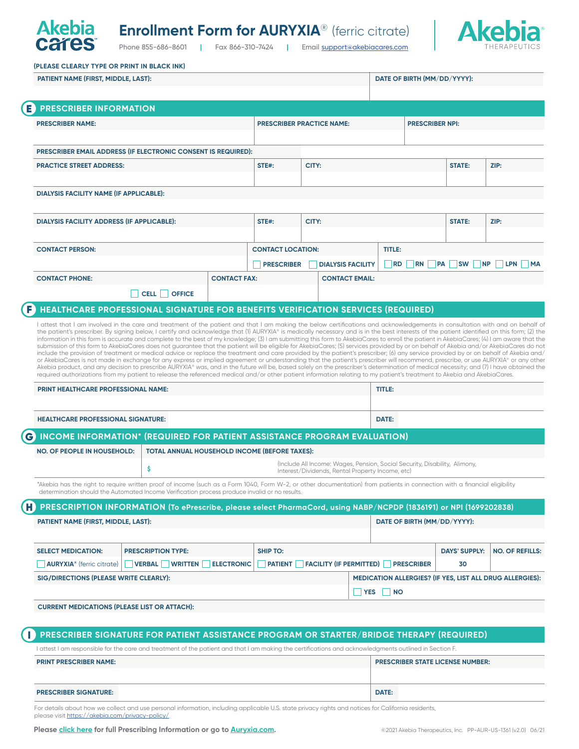# Enrollment Form for AURYXIA® (ferric citrate)

Akebia cares

Phone 855-686-8601 | Fax 866-310-7424 | Email support@akebiacares.com

Akebia THERAPEUTICS

(PLEASE CLEARLY TYPE OR PRINT IN BLACK INK)

| PATIENT NAME (FIRST, MIDDLE, LAST): | DATE OF BIRTH (MM/DD/YYYY): |
|---|---|
| | |

## E PRESCRIBER INFORMATION

| PRESCRIBER NAME: | PRESCRIBER PRACTICE NAME: | PRESCRIBER NPI: |
|---|---|---|
| | | |

PRESCRIBER EMAIL ADDRESS (IF ELECTRONIC CONSENT IS REQUIRED):

| PRACTICE STREET ADDRESS: | STE#: | CITY: | STATE: | ZIP: |
|---|---|---|---|---|
| | | | | |

DIALYSIS FACILITY NAME (IF APPLICABLE):

| DIALYSIS FACILITY ADDRESS (IF APPLICABLE): | STE#: | CITY: | STATE: | ZIP: |
|---|---|---|---|---|
| | | | | |

| CONTACT PERSON: | CONTACT LOCATION: | TITLE: |
|---|---|---|
| | ☐ PRESCRIBER ☐ DIALYSIS FACILITY | ☐ RD ☐ RN ☐ PA ☐ SW ☐ NP ☐ LPN ☐ MA |

| CONTACT PHONE: | CONTACT FAX: | CONTACT EMAIL: |
|---|---|---|
| ☐ CELL ☐ OFFICE | | |

## F HEALTHCARE PROFESSIONAL SIGNATURE FOR BENEFITS VERIFICATION SERVICES (REQUIRED)

I attest that I am involved in the care and treatment of the patient and that I am making the below certifications and acknowledgements in consultation with and on behalf of the patient's prescriber. By signing below, I certify and acknowledge that (1) AURYXIA® is medically necessary and is in the best interests of the patient identified on this form; (2) the information in this form is accurate and complete to the best of my knowledge; (3) I am submitting this form to AkebiaCares to enroll the patient in AkebiaCares; (4) I am aware that the submission of this form to AkebiaCares does not guarantee that the patient will be eligible for AkebiaCares; (5) services provided by or on behalf of Akebia and/or AkebiaCares do not include the provision of treatment or medical advice or replace the treatment and care provided by the patient's prescriber; (6) any service provided by or on behalf of Akebia and/or AkebiaCares is not made in exchange for any express or implied agreement or understanding that the patient's prescriber will recommend, prescribe, or use AURYXIA® or any other Akebia product, and any decision to prescribe AURYXIA® was, and in the future will be, based solely on the prescriber's determination of medical necessity; and (7) I have obtained the required authorizations from my patient to release the referenced medical and/or other patient information relating to my patient's treatment to Akebia and AkebiaCares.

| PRINT HEALTHCARE PROFESSIONAL NAME: | TITLE: |
|---|---|
| | |
| HEALTHCARE PROFESSIONAL SIGNATURE: | DATE: |

## G INCOME INFORMATION* (REQUIRED FOR PATIENT ASSISTANCE PROGRAM EVALUATION)

| NO. OF PEOPLE IN HOUSEHOLD: | TOTAL ANNUAL HOUSEHOLD INCOME (BEFORE TAXES): |
|---|---|
| | $ (Include All Income: Wages, Pension, Social Security, Disability, Alimony, Interest/Dividends, Rental Property Income, etc) |

*Akebia has the right to require written proof of income (such as a Form 1040, Form W-2, or other documentation) from patients in connection with a financial eligibility determination should the Automated Income Verification process produce invalid or no results.

## H PRESCRIPTION INFORMATION (To ePrescribe, please select PharmaCord, using NABP/NCPDP (1836191) or NPI (1699202838)

| PATIENT NAME (FIRST, MIDDLE, LAST): | DATE OF BIRTH (MM/DD/YYYY): |
|---|---|
| | |

| SELECT MEDICATION: | PRESCRIPTION TYPE: | SHIP TO: | DAYS' SUPPLY: | NO. OF REFILLS: |
|---|---|---|---|---|
| ☐ AURYXIA® (ferric citrate) | ☐ VERBAL ☐ WRITTEN ☐ ELECTRONIC | ☐ PATIENT ☐ FACILITY (IF PERMITTED) ☐ PRESCRIBER | 30 | |

| SIG/DIRECTIONS (PLEASE WRITE CLEARLY): | MEDICATION ALLERGIES? (IF YES, LIST ALL DRUG ALLERGIES): |
|---|---|
| | ☐ YES ☐ NO |

CURRENT MEDICATIONS (PLEASE LIST OR ATTACH):

## I PRESCRIBER SIGNATURE FOR PATIENT ASSISTANCE PROGRAM OR STARTER/BRIDGE THERAPY (REQUIRED)

I attest I am responsible for the care and treatment of the patient and that I am making the certifications and acknowledgments outlined in Section F.

| PRINT PRESCRIBER NAME: | PRESCRIBER STATE LICENSE NUMBER: |
|---|---|
| | |
| PRESCRIBER SIGNATURE: | DATE: |

For details about how we collect and use personal information, including applicable U.S. state privacy rights and notices for California residents, please visit https://akebia.com/privacy-policy/

**Please click here for full Prescribing Information or go to Auryxia.com.**

©2021 Akebia Therapeutics, Inc. PP-AUR-US-1361 (v2.0) 06/21